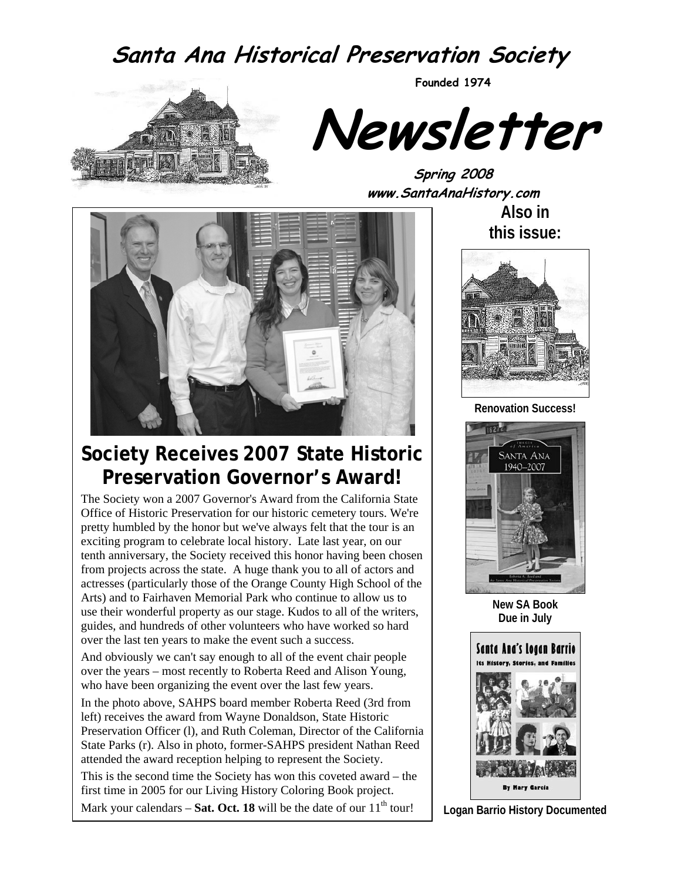# Santa Ana Historical Preservation Society

**Founded 1974**

# Newsletter

**Spring 2008**

**www.SantaAnaHistory.com**

## Society Receives 2007 State Historic Preservation Governor's Award!

The Society won a 2007 Governor's Award from the California State Office of Historic Preservation for our historic cemetery tours. We're pretty humbled by the honor but we've always felt that the tour is an exciting program to celebrate local history. Late last year, on our tenth anniversary, the Society received this honor having been chosen from projects across the state. A huge thank you to all of actors and actresses (particularly those of the Orange County High School of the Arts) and to Fairhaven Memorial Park who continue to allow us to use their wonderful property as our stage. Kudos to all of the writers, guides, and hundreds of other volunteers who have worked so hard over the last ten years to make the event such a success.

And obviously we can't say enough to all of the event chair people over the years – most recently to Roberta Reed and Alison Young, who have been organizing the event over the last few years.

In the photo above, SAHPS board member Roberta Reed (3rd from left) receives the award from Wayne Donaldson, State Historic Preservation Officer (l), and Ruth Coleman, Director of the California State Parks (r). Also in photo, former-SAHPS president Nathan Reed attended the award reception helping to represent the Society.

This is the second time the Society has won this coveted award – the first time in 2005 for our Living History Coloring Book project.

Mark your calendars – **Sat. Oct. 18** will be the date of our 11th tour!

**Also in this issue:**

**Renovation Success!**

**New SA Book Due in July**

**Logan Barrio History Documented**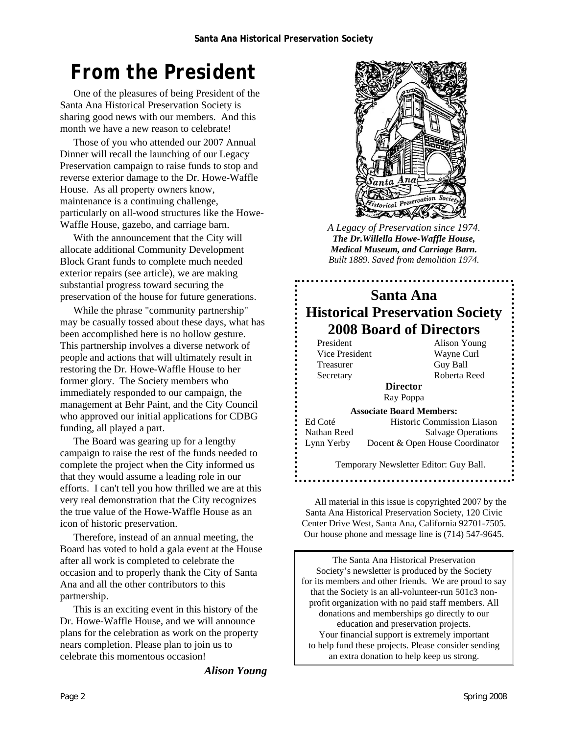# From the President

One of the pleasures of being President of the Santa Ana Historical Preservation Society is sharing good news with our members. And this month we have a new reason to celebrate!

Those of you who attended our 2007 Annual Dinner will recall the launching of our Legacy Preservation campaign to raise funds to stop and reverse exterior damage to the Dr. Howe-Waffle House. As all property owners know, maintenance is a continuing challenge, particularly on all-wood structures like the Howe-Waffle House, gazebo, and carriage barn.

With the announcement that the City will allocate additional Community Development Block Grant funds to complete much needed exterior repairs (see article), we are making substantial progress toward securing the preservation of the house for future generations.

While the phrase "community partnership" may be casually tossed about these days, what has been accomplished here is no hollow gesture. This partnership involves a diverse network of people and actions that will ultimately result in restoring the Dr. Howe-Waffle House to her former glory. The Society members who immediately responded to our campaign, the management at Behr Paint, and the City Council who approved our initial applications for CDBG funding, all played a part.

The Board was gearing up for a lengthy campaign to raise the rest of the funds needed to complete the project when the City informed us that they would assume a leading role in our efforts. I can't tell you how thrilled we are at this very real demonstration that the City recognizes the true value of the Howe-Waffle House as an icon of historic preservation.

Therefore, instead of an annual meeting, the Board has voted to hold a gala event at the House after all work is completed to celebrate the occasion and to properly thank the City of Santa Ana and all the other contributors to this partnership.

This is an exciting event in this history of the Dr. Howe-Waffle House, and we will announce plans for the celebration as work on the property nears completion. Please plan to join us to celebrate this momentous occasion!

***Alison Young***

*A Legacy of Preservation since 1974.*
***The Dr.Willella Howe-Waffle House, Medical Museum, and Carriage Barn.***
*Built 1889. Saved from demolition 1974.*

## Santa Ana Historical Preservation Society 2008 Board of Directors

| | |
|---|---|
| President | Alison Young |
| Vice President | Wayne Curl |
| Treasurer | Guy Ball |
| Secretary | Roberta Reed |

**Director**

Ray Poppa

**Associate Board Members:**

| | |
|---|---|
| Ed Coté | Historic Commission Liason |
| Nathan Reed | Salvage Operations |
| Lynn Yerby | Docent & Open House Coordinator |

Temporary Newsletter Editor: Guy Ball.

All material in this issue is copyrighted 2007 by the Santa Ana Historical Preservation Society, 120 Civic Center Drive West, Santa Ana, California 92701-7505. Our house phone and message line is (714) 547-9645.

The Santa Ana Historical Preservation Society's newsletter is produced by the Society for its members and other friends. We are proud to say that the Society is an all-volunteer-run 501c3 non-profit organization with no paid staff members. All donations and memberships go directly to our education and preservation projects. Your financial support is extremely important to help fund these projects. Please consider sending an extra donation to help keep us strong.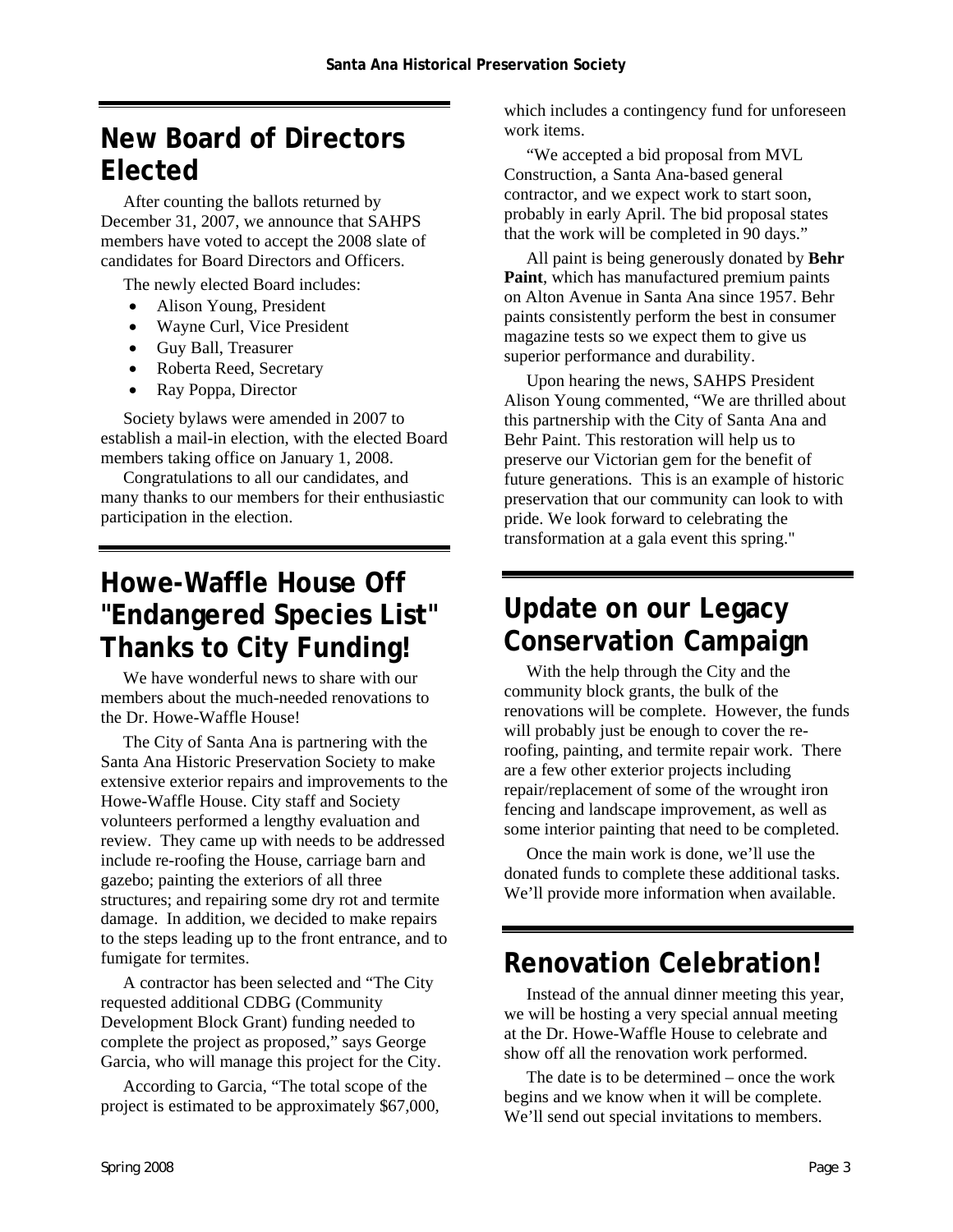## New Board of Directors Elected

After counting the ballots returned by December 31, 2007, we announce that SAHPS members have voted to accept the 2008 slate of candidates for Board Directors and Officers.

The newly elected Board includes:

- Alison Young, President
- Wayne Curl, Vice President
- Guy Ball, Treasurer
- Roberta Reed, Secretary
- Ray Poppa, Director

Society bylaws were amended in 2007 to establish a mail-in election, with the elected Board members taking office on January 1, 2008.

Congratulations to all our candidates, and many thanks to our members for their enthusiastic participation in the election.

## Howe-Waffle House Off "Endangered Species List" Thanks to City Funding!

We have wonderful news to share with our members about the much-needed renovations to the Dr. Howe-Waffle House!

The City of Santa Ana is partnering with the Santa Ana Historic Preservation Society to make extensive exterior repairs and improvements to the Howe-Waffle House. City staff and Society volunteers performed a lengthy evaluation and review. They came up with needs to be addressed include re-roofing the House, carriage barn and gazebo; painting the exteriors of all three structures; and repairing some dry rot and termite damage. In addition, we decided to make repairs to the steps leading up to the front entrance, and to fumigate for termites.

A contractor has been selected and "The City requested additional CDBG (Community Development Block Grant) funding needed to complete the project as proposed," says George Garcia, who will manage this project for the City.

According to Garcia, "The total scope of the project is estimated to be approximately $67,000, which includes a contingency fund for unforeseen work items.

"We accepted a bid proposal from MVL Construction, a Santa Ana-based general contractor, and we expect work to start soon, probably in early April. The bid proposal states that the work will be completed in 90 days."

All paint is being generously donated by **Behr Paint**, which has manufactured premium paints on Alton Avenue in Santa Ana since 1957. Behr paints consistently perform the best in consumer magazine tests so we expect them to give us superior performance and durability.

Upon hearing the news, SAHPS President Alison Young commented, "We are thrilled about this partnership with the City of Santa Ana and Behr Paint. This restoration will help us to preserve our Victorian gem for the benefit of future generations. This is an example of historic preservation that our community can look to with pride. We look forward to celebrating the transformation at a gala event this spring."

## Update on our Legacy Conservation Campaign

With the help through the City and the community block grants, the bulk of the renovations will be complete. However, the funds will probably just be enough to cover the re-roofing, painting, and termite repair work. There are a few other exterior projects including repair/replacement of some of the wrought iron fencing and landscape improvement, as well as some interior painting that need to be completed.

Once the main work is done, we'll use the donated funds to complete these additional tasks. We'll provide more information when available.

## Renovation Celebration!

Instead of the annual dinner meeting this year, we will be hosting a very special annual meeting at the Dr. Howe-Waffle House to celebrate and show off all the renovation work performed.

The date is to be determined – once the work begins and we know when it will be complete. We'll send out special invitations to members.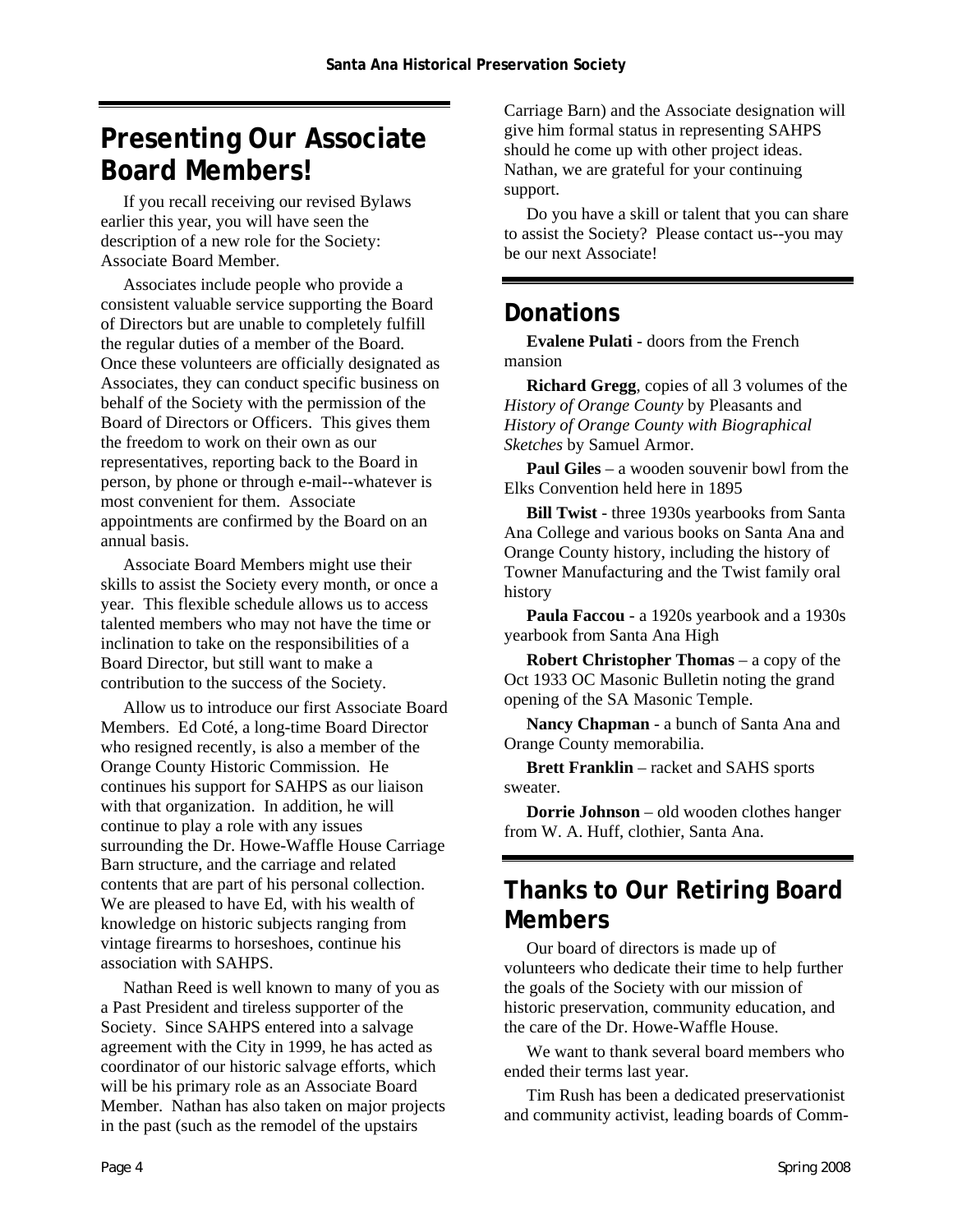## Presenting Our Associate Board Members!

If you recall receiving our revised Bylaws earlier this year, you will have seen the description of a new role for the Society: Associate Board Member.

Associates include people who provide a consistent valuable service supporting the Board of Directors but are unable to completely fulfill the regular duties of a member of the Board. Once these volunteers are officially designated as Associates, they can conduct specific business on behalf of the Society with the permission of the Board of Directors or Officers. This gives them the freedom to work on their own as our representatives, reporting back to the Board in person, by phone or through e-mail--whatever is most convenient for them. Associate appointments are confirmed by the Board on an annual basis.

Associate Board Members might use their skills to assist the Society every month, or once a year. This flexible schedule allows us to access talented members who may not have the time or inclination to take on the responsibilities of a Board Director, but still want to make a contribution to the success of the Society.

Allow us to introduce our first Associate Board Members. Ed Coté, a long-time Board Director who resigned recently, is also a member of the Orange County Historic Commission. He continues his support for SAHPS as our liaison with that organization. In addition, he will continue to play a role with any issues surrounding the Dr. Howe-Waffle House Carriage Barn structure, and the carriage and related contents that are part of his personal collection. We are pleased to have Ed, with his wealth of knowledge on historic subjects ranging from vintage firearms to horseshoes, continue his association with SAHPS.

Nathan Reed is well known to many of you as a Past President and tireless supporter of the Society. Since SAHPS entered into a salvage agreement with the City in 1999, he has acted as coordinator of our historic salvage efforts, which will be his primary role as an Associate Board Member. Nathan has also taken on major projects in the past (such as the remodel of the upstairs Carriage Barn) and the Associate designation will give him formal status in representing SAHPS should he come up with other project ideas. Nathan, we are grateful for your continuing support.

Do you have a skill or talent that you can share to assist the Society? Please contact us--you may be our next Associate!

## Donations

**Evalene Pulati** - doors from the French mansion

**Richard Gregg**, copies of all 3 volumes of the *History of Orange County* by Pleasants and *History of Orange County with Biographical Sketches* by Samuel Armor.

**Paul Giles** – a wooden souvenir bowl from the Elks Convention held here in 1895

**Bill Twist** - three 1930s yearbooks from Santa Ana College and various books on Santa Ana and Orange County history, including the history of Towner Manufacturing and the Twist family oral history

**Paula Faccou** - a 1920s yearbook and a 1930s yearbook from Santa Ana High

**Robert Christopher Thomas** – a copy of the Oct 1933 OC Masonic Bulletin noting the grand opening of the SA Masonic Temple.

**Nancy Chapman** - a bunch of Santa Ana and Orange County memorabilia.

**Brett Franklin** – racket and SAHS sports sweater.

**Dorrie Johnson** – old wooden clothes hanger from W. A. Huff, clothier, Santa Ana.

## Thanks to Our Retiring Board Members

Our board of directors is made up of volunteers who dedicate their time to help further the goals of the Society with our mission of historic preservation, community education, and the care of the Dr. Howe-Waffle House.

We want to thank several board members who ended their terms last year.

Tim Rush has been a dedicated preservationist and community activist, leading boards of Comm-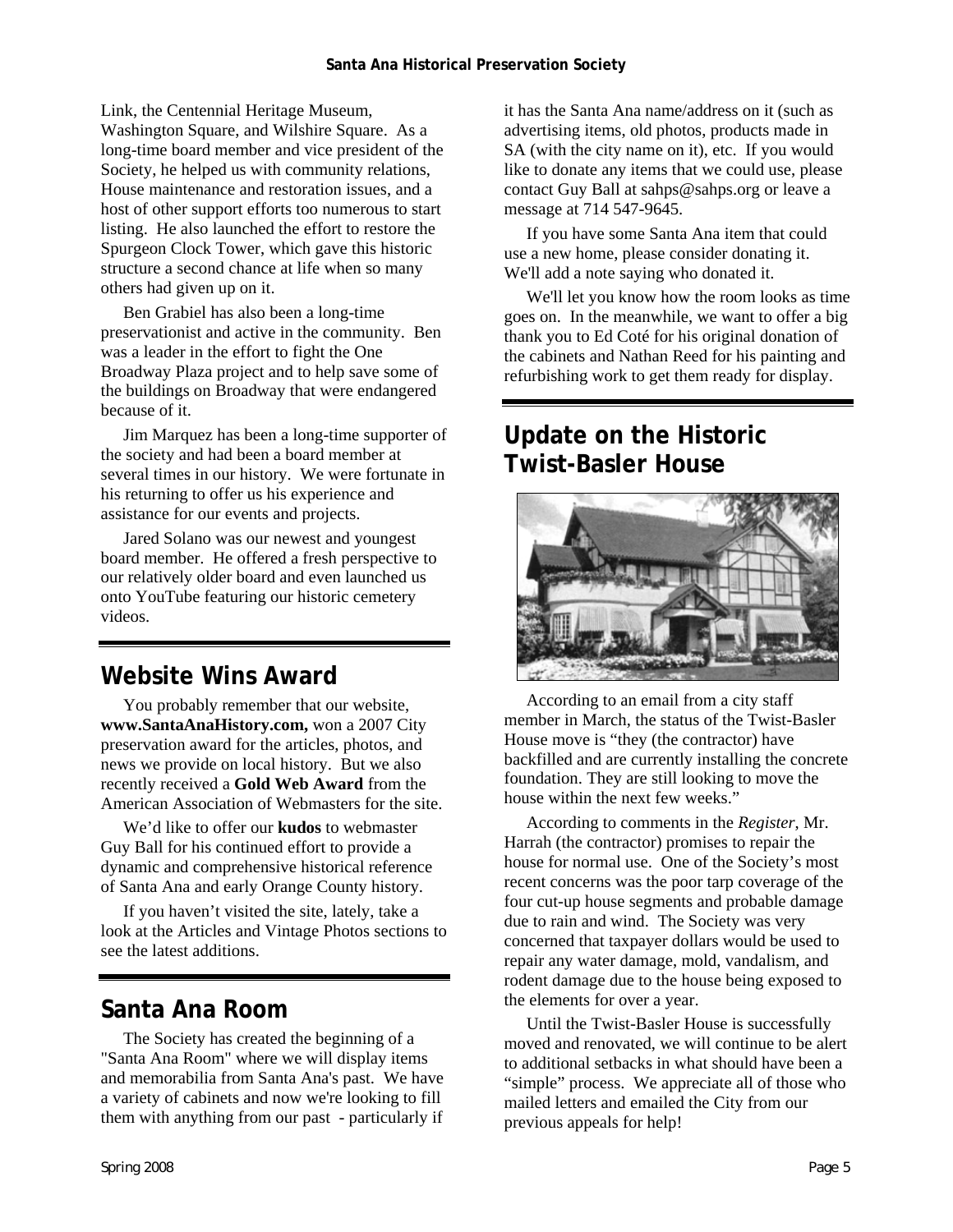Link, the Centennial Heritage Museum, Washington Square, and Wilshire Square. As a long-time board member and vice president of the Society, he helped us with community relations, House maintenance and restoration issues, and a host of other support efforts too numerous to start listing. He also launched the effort to restore the Spurgeon Clock Tower, which gave this historic structure a second chance at life when so many others had given up on it.

Ben Grabiel has also been a long-time preservationist and active in the community. Ben was a leader in the effort to fight the One Broadway Plaza project and to help save some of the buildings on Broadway that were endangered because of it.

Jim Marquez has been a long-time supporter of the society and had been a board member at several times in our history. We were fortunate in his returning to offer us his experience and assistance for our events and projects.

Jared Solano was our newest and youngest board member. He offered a fresh perspective to our relatively older board and even launched us onto YouTube featuring our historic cemetery videos.

## Website Wins Award

You probably remember that our website, **www.SantaAnaHistory.com,** won a 2007 City preservation award for the articles, photos, and news we provide on local history. But we also recently received a **Gold Web Award** from the American Association of Webmasters for the site.

We'd like to offer our **kudos** to webmaster Guy Ball for his continued effort to provide a dynamic and comprehensive historical reference of Santa Ana and early Orange County history.

If you haven't visited the site, lately, take a look at the Articles and Vintage Photos sections to see the latest additions.

## Santa Ana Room

The Society has created the beginning of a "Santa Ana Room" where we will display items and memorabilia from Santa Ana's past. We have a variety of cabinets and now we're looking to fill them with anything from our past - particularly if it has the Santa Ana name/address on it (such as advertising items, old photos, products made in SA (with the city name on it), etc. If you would like to donate any items that we could use, please contact Guy Ball at sahps@sahps.org or leave a message at 714 547-9645.

If you have some Santa Ana item that could use a new home, please consider donating it. We'll add a note saying who donated it.

We'll let you know how the room looks as time goes on. In the meanwhile, we want to offer a big thank you to Ed Coté for his original donation of the cabinets and Nathan Reed for his painting and refurbishing work to get them ready for display.

## Update on the Historic Twist-Basler House

According to an email from a city staff member in March, the status of the Twist-Basler House move is "they (the contractor) have backfilled and are currently installing the concrete foundation. They are still looking to move the house within the next few weeks."

According to comments in the *Register*, Mr. Harrah (the contractor) promises to repair the house for normal use. One of the Society's most recent concerns was the poor tarp coverage of the four cut-up house segments and probable damage due to rain and wind. The Society was very concerned that taxpayer dollars would be used to repair any water damage, mold, vandalism, and rodent damage due to the house being exposed to the elements for over a year.

Until the Twist-Basler House is successfully moved and renovated, we will continue to be alert to additional setbacks in what should have been a "simple" process. We appreciate all of those who mailed letters and emailed the City from our previous appeals for help!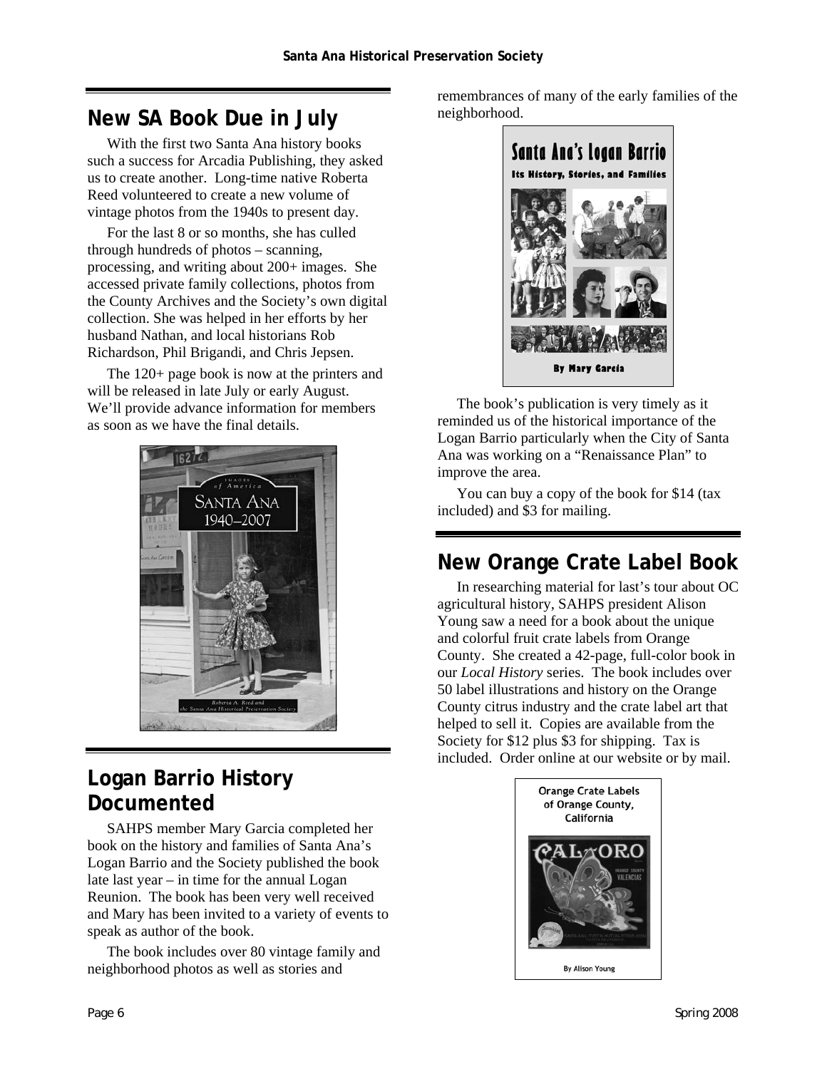## New SA Book Due in July

With the first two Santa Ana history books such a success for Arcadia Publishing, they asked us to create another. Long-time native Roberta Reed volunteered to create a new volume of vintage photos from the 1940s to present day.

For the last 8 or so months, she has culled through hundreds of photos – scanning, processing, and writing about 200+ images. She accessed private family collections, photos from the County Archives and the Society's own digital collection. She was helped in her efforts by her husband Nathan, and local historians Rob Richardson, Phil Brigandi, and Chris Jepsen.

The 120+ page book is now at the printers and will be released in late July or early August. We'll provide advance information for members as soon as we have the final details.

## Logan Barrio History Documented

SAHPS member Mary Garcia completed her book on the history and families of Santa Ana's Logan Barrio and the Society published the book late last year – in time for the annual Logan Reunion. The book has been very well received and Mary has been invited to a variety of events to speak as author of the book.

The book includes over 80 vintage family and neighborhood photos as well as stories and remembrances of many of the early families of the neighborhood.

The book's publication is very timely as it reminded us of the historical importance of the Logan Barrio particularly when the City of Santa Ana was working on a "Renaissance Plan" to improve the area.

You can buy a copy of the book for $14 (tax included) and $3 for mailing.

## New Orange Crate Label Book

In researching material for last's tour about OC agricultural history, SAHPS president Alison Young saw a need for a book about the unique and colorful fruit crate labels from Orange County. She created a 42-page, full-color book in our *Local History* series. The book includes over 50 label illustrations and history on the Orange County citrus industry and the crate label art that helped to sell it. Copies are available from the Society for $12 plus $3 for shipping. Tax is included. Order online at our website or by mail.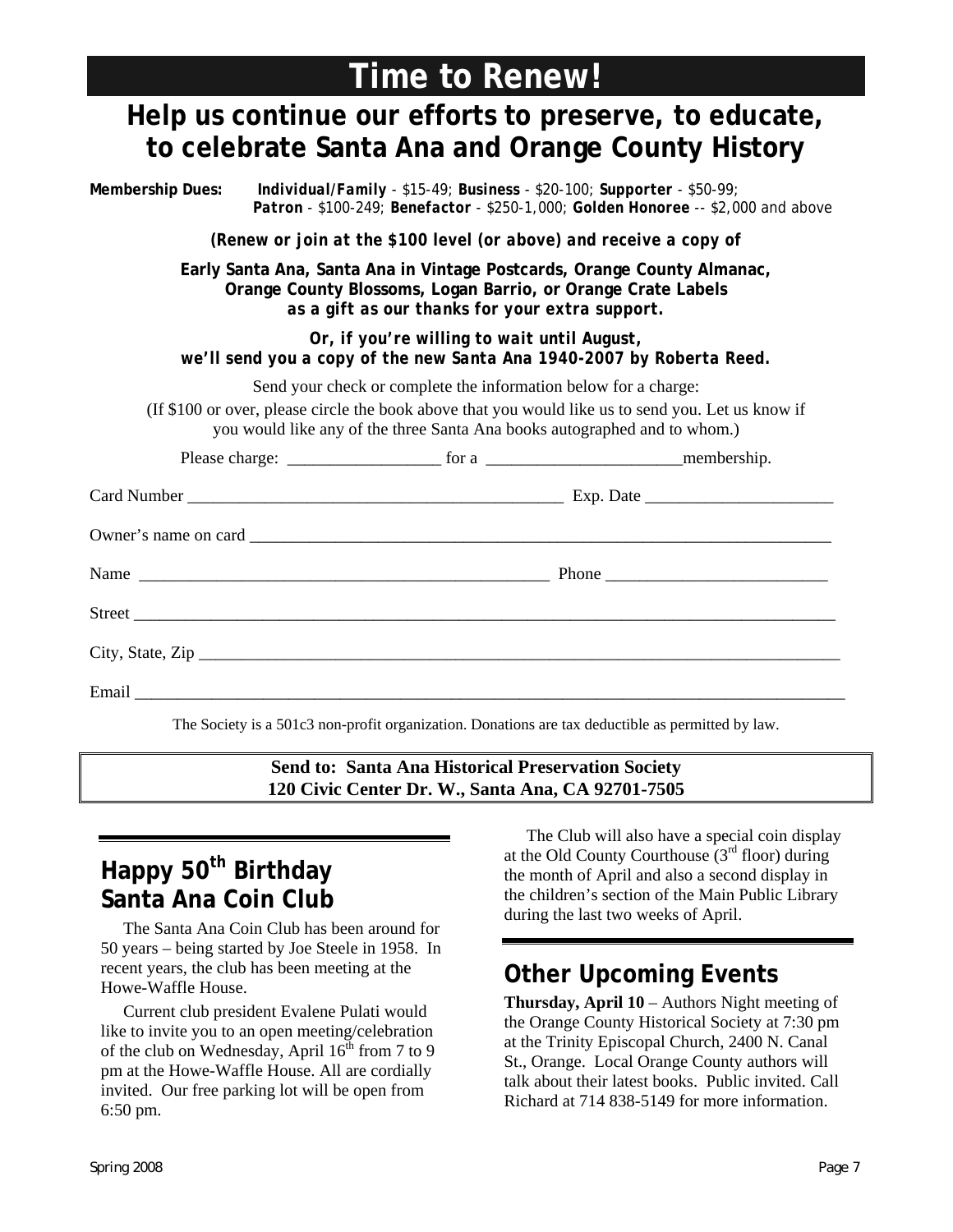# Time to Renew!

## Help us continue our efforts to preserve, to educate, to celebrate Santa Ana and Orange County History

**Membership Dues:** ***Individual/Family*** - $15-49; **Business** - $20-100; **Supporter** - $50-99; **Patron** - $100-249; **Benefactor** - $250-1,000; **Golden Honoree** -- $2,000 and above

***(Renew or join at the $100 level (or above) and receive a copy of***

**Early Santa Ana, Santa Ana in Vintage Postcards, Orange County Almanac, Orange County Blossoms, Logan Barrio, or Orange Crate Labels** ***as a gift as our thanks for your extra support.***

***Or, if you're willing to wait until August, we'll send you a copy of the new Santa Ana 1940-2007 by Roberta Reed.***

Send your check or complete the information below for a charge:

(If $100 or over, please circle the book above that you would like us to send you. Let us know if you would like any of the three Santa Ana books autographed and to whom.)

Please charge: __________________ for a ________________________membership.

Card Number _____________________________________________ Exp. Date ______________________

Owner's name on card ________________________________________________________________________

Name __________________________________________________ Phone __________________________

Street ____________________________________________________________________________________

City, State, Zip _____________________________________________________________________________

Email ______________________________________________________________________________________

The Society is a 501c3 non-profit organization. Donations are tax deductible as permitted by law.

**Send to: Santa Ana Historical Preservation Society**
**120 Civic Center Dr. W., Santa Ana, CA 92701-7505**

## Happy 50th Birthday Santa Ana Coin Club

The Santa Ana Coin Club has been around for 50 years – being started by Joe Steele in 1958. In recent years, the club has been meeting at the Howe-Waffle House.

Current club president Evalene Pulati would like to invite you to an open meeting/celebration of the club on Wednesday, April 16th from 7 to 9 pm at the Howe-Waffle House. All are cordially invited. Our free parking lot will be open from 6:50 pm.

The Club will also have a special coin display at the Old County Courthouse (3rd floor) during the month of April and also a second display in the children's section of the Main Public Library during the last two weeks of April.

## Other Upcoming Events

**Thursday, April 10** – Authors Night meeting of the Orange County Historical Society at 7:30 pm at the Trinity Episcopal Church, 2400 N. Canal St., Orange. Local Orange County authors will talk about their latest books. Public invited. Call Richard at 714 838-5149 for more information.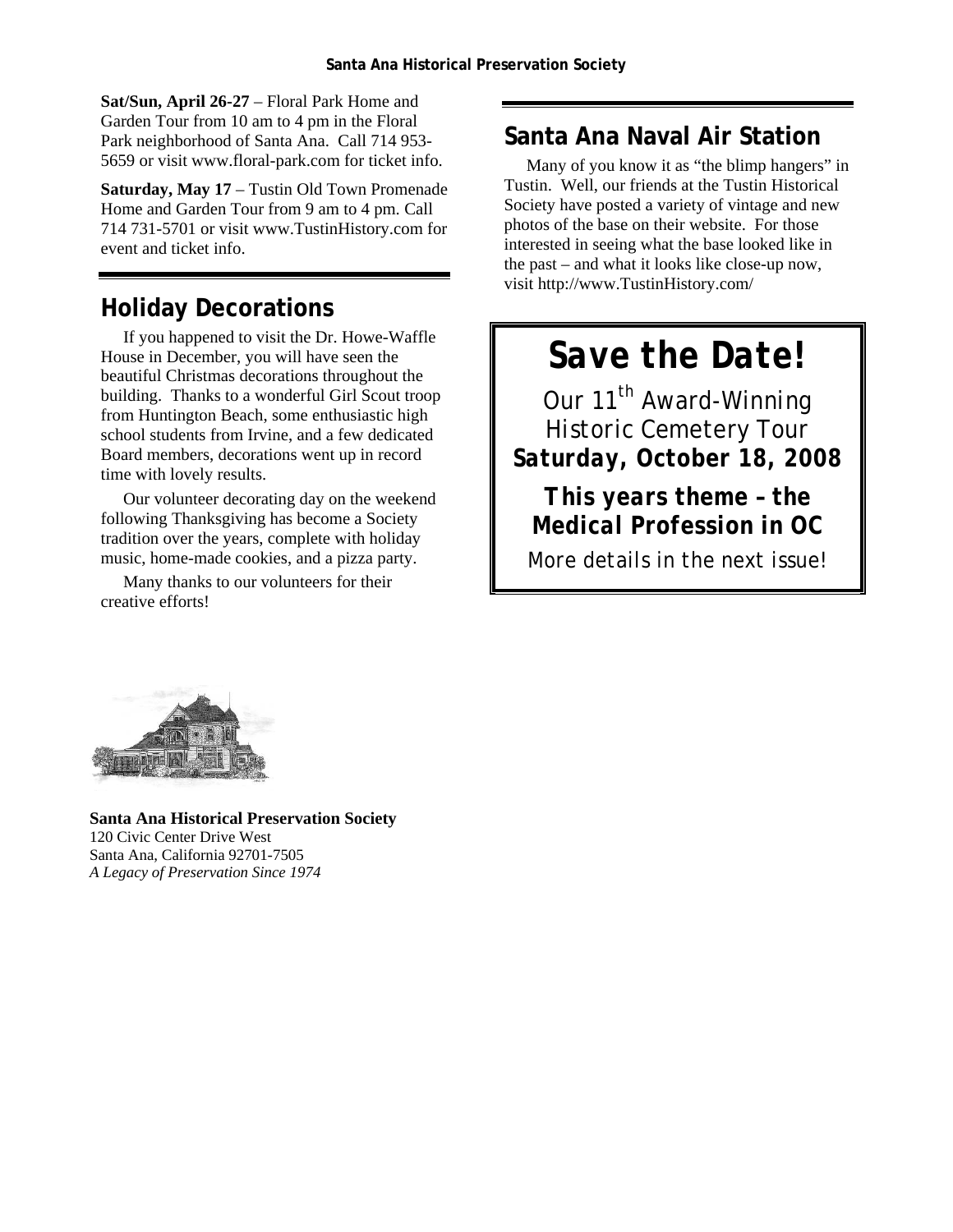**Sat/Sun, April 26-27** – Floral Park Home and Garden Tour from 10 am to 4 pm in the Floral Park neighborhood of Santa Ana. Call 714 953-5659 or visit www.floral-park.com for ticket info.

**Saturday, May 17** – Tustin Old Town Promenade Home and Garden Tour from 9 am to 4 pm. Call 714 731-5701 or visit www.TustinHistory.com for event and ticket info.

## Holiday Decorations

If you happened to visit the Dr. Howe-Waffle House in December, you will have seen the beautiful Christmas decorations throughout the building. Thanks to a wonderful Girl Scout troop from Huntington Beach, some enthusiastic high school students from Irvine, and a few dedicated Board members, decorations went up in record time with lovely results.

Our volunteer decorating day on the weekend following Thanksgiving has become a Society tradition over the years, complete with holiday music, home-made cookies, and a pizza party.

Many thanks to our volunteers for their creative efforts!

## Santa Ana Naval Air Station

Many of you know it as "the blimp hangers" in Tustin. Well, our friends at the Tustin Historical Society have posted a variety of vintage and new photos of the base on their website. For those interested in seeing what the base looked like in the past – and what it looks like close-up now, visit http://www.TustinHistory.com/

## *Save the Date!*

Our 11th Award-Winning Historic Cemetery Tour

***Saturday, October 18, 2008***

***This years theme – the Medical Profession in OC***

*More details in the next issue!*

**Santa Ana Historical Preservation Society**
120 Civic Center Drive West
Santa Ana, California 92701-7505
*A Legacy of Preservation Since 1974*